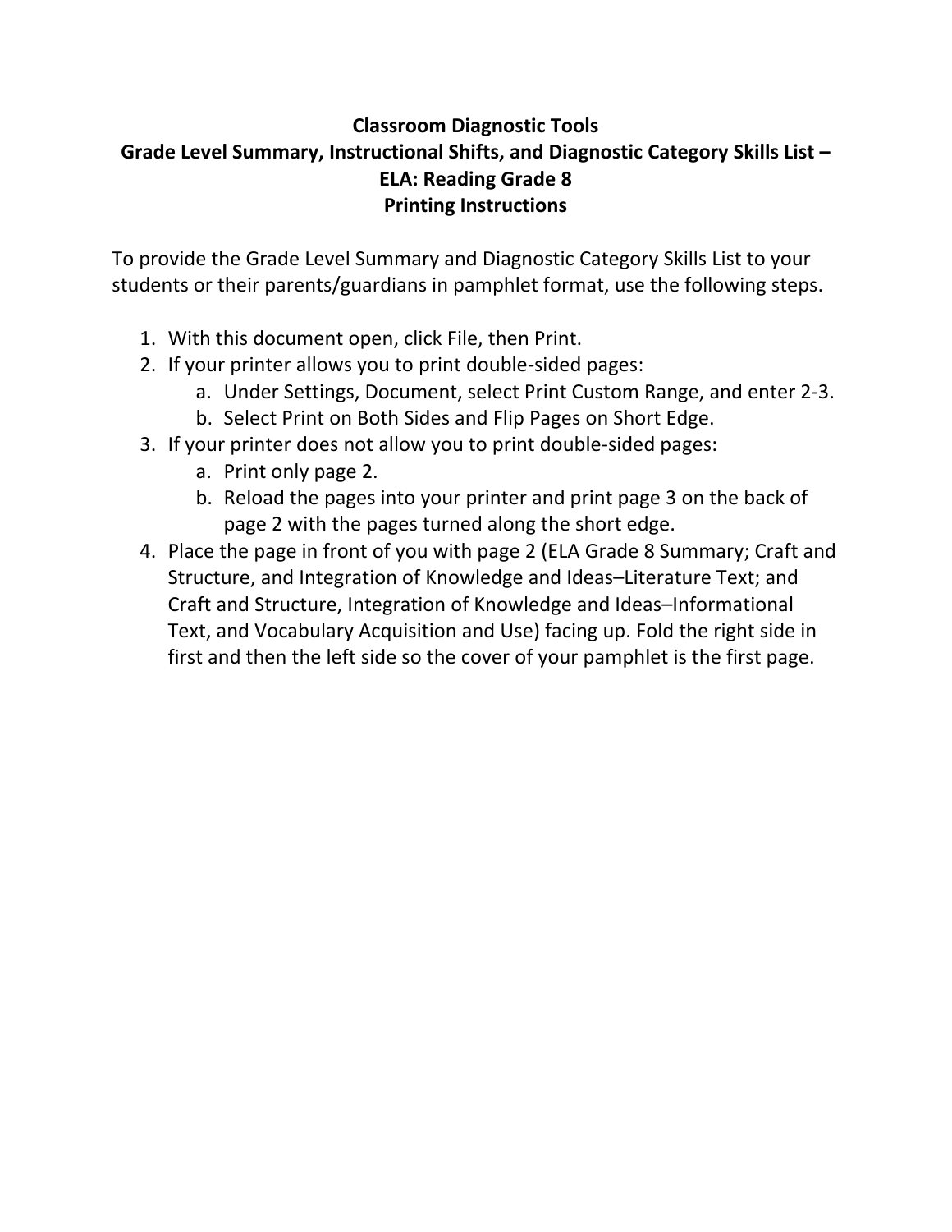**Classroom Diagnostic Tools**
**Grade Level Summary, Instructional Shifts, and Diagnostic Category Skills List – ELA: Reading Grade 8**
**Printing Instructions**

To provide the Grade Level Summary and Diagnostic Category Skills List to your students or their parents/guardians in pamphlet format, use the following steps.

1. With this document open, click File, then Print.
2. If your printer allows you to print double-sided pages:
   a. Under Settings, Document, select Print Custom Range, and enter 2-3.
   b. Select Print on Both Sides and Flip Pages on Short Edge.
3. If your printer does not allow you to print double-sided pages:
   a. Print only page 2.
   b. Reload the pages into your printer and print page 3 on the back of page 2 with the pages turned along the short edge.
4. Place the page in front of you with page 2 (ELA Grade 8 Summary; Craft and Structure, and Integration of Knowledge and Ideas–Literature Text; and Craft and Structure, Integration of Knowledge and Ideas–Informational Text, and Vocabulary Acquisition and Use) facing up. Fold the right side in first and then the left side so the cover of your pamphlet is the first page.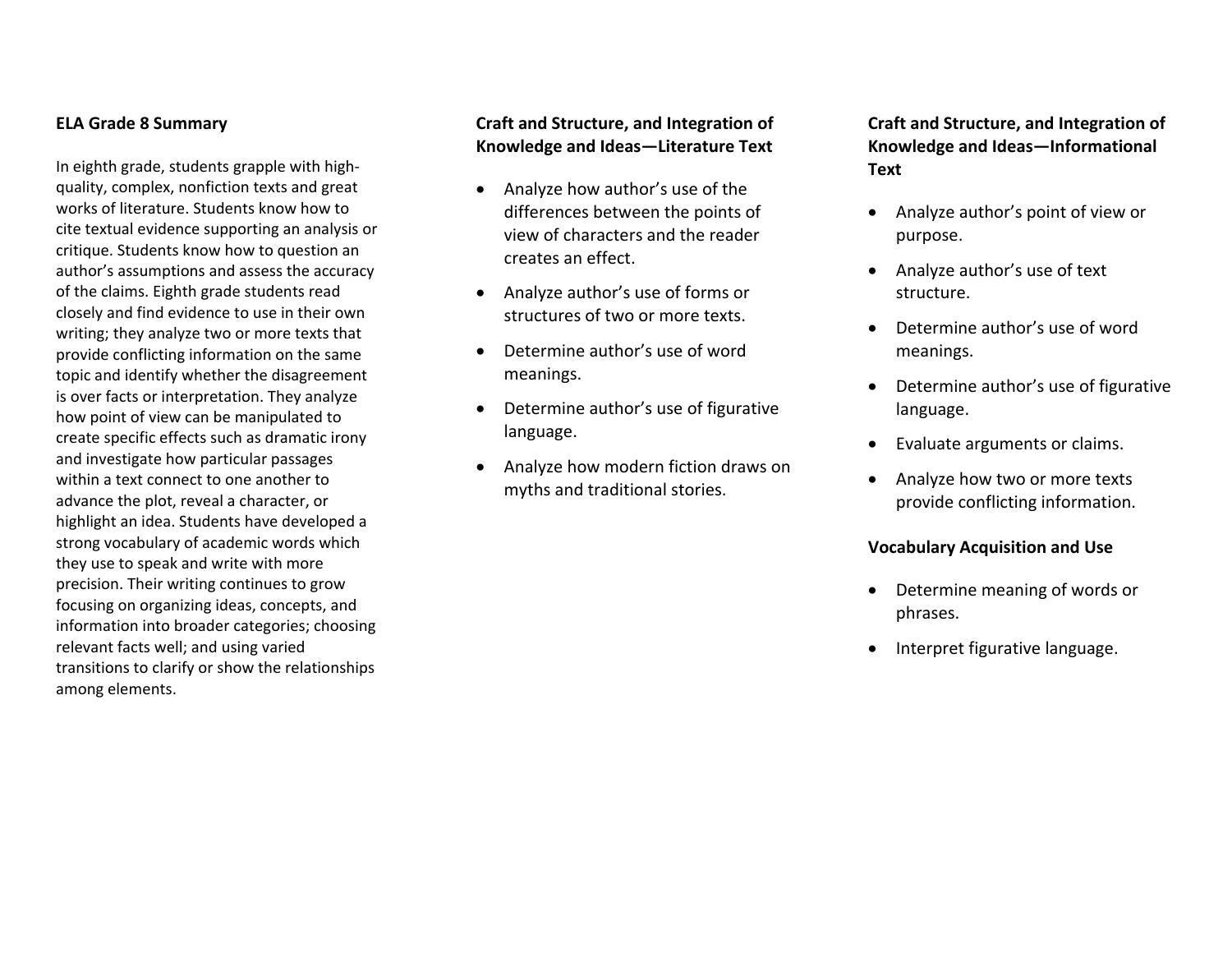**ELA Grade 8 Summary**

In eighth grade, students grapple with high-quality, complex, nonfiction texts and great works of literature. Students know how to cite textual evidence supporting an analysis or critique. Students know how to question an author's assumptions and assess the accuracy of the claims. Eighth grade students read closely and find evidence to use in their own writing; they analyze two or more texts that provide conflicting information on the same topic and identify whether the disagreement is over facts or interpretation. They analyze how point of view can be manipulated to create specific effects such as dramatic irony and investigate how particular passages within a text connect to one another to advance the plot, reveal a character, or highlight an idea. Students have developed a strong vocabulary of academic words which they use to speak and write with more precision. Their writing continues to grow focusing on organizing ideas, concepts, and information into broader categories; choosing relevant facts well; and using varied transitions to clarify or show the relationships among elements.

**Craft and Structure, and Integration of Knowledge and Ideas—Literature Text**

- Analyze how author's use of the differences between the points of view of characters and the reader creates an effect.
- Analyze author's use of forms or structures of two or more texts.
- Determine author's use of word meanings.
- Determine author's use of figurative language.
- Analyze how modern fiction draws on myths and traditional stories.

**Craft and Structure, and Integration of Knowledge and Ideas—Informational Text**

- Analyze author's point of view or purpose.
- Analyze author's use of text structure.
- Determine author's use of word meanings.
- Determine author's use of figurative language.
- Evaluate arguments or claims.
- Analyze how two or more texts provide conflicting information.

**Vocabulary Acquisition and Use**

- Determine meaning of words or phrases.
- Interpret figurative language.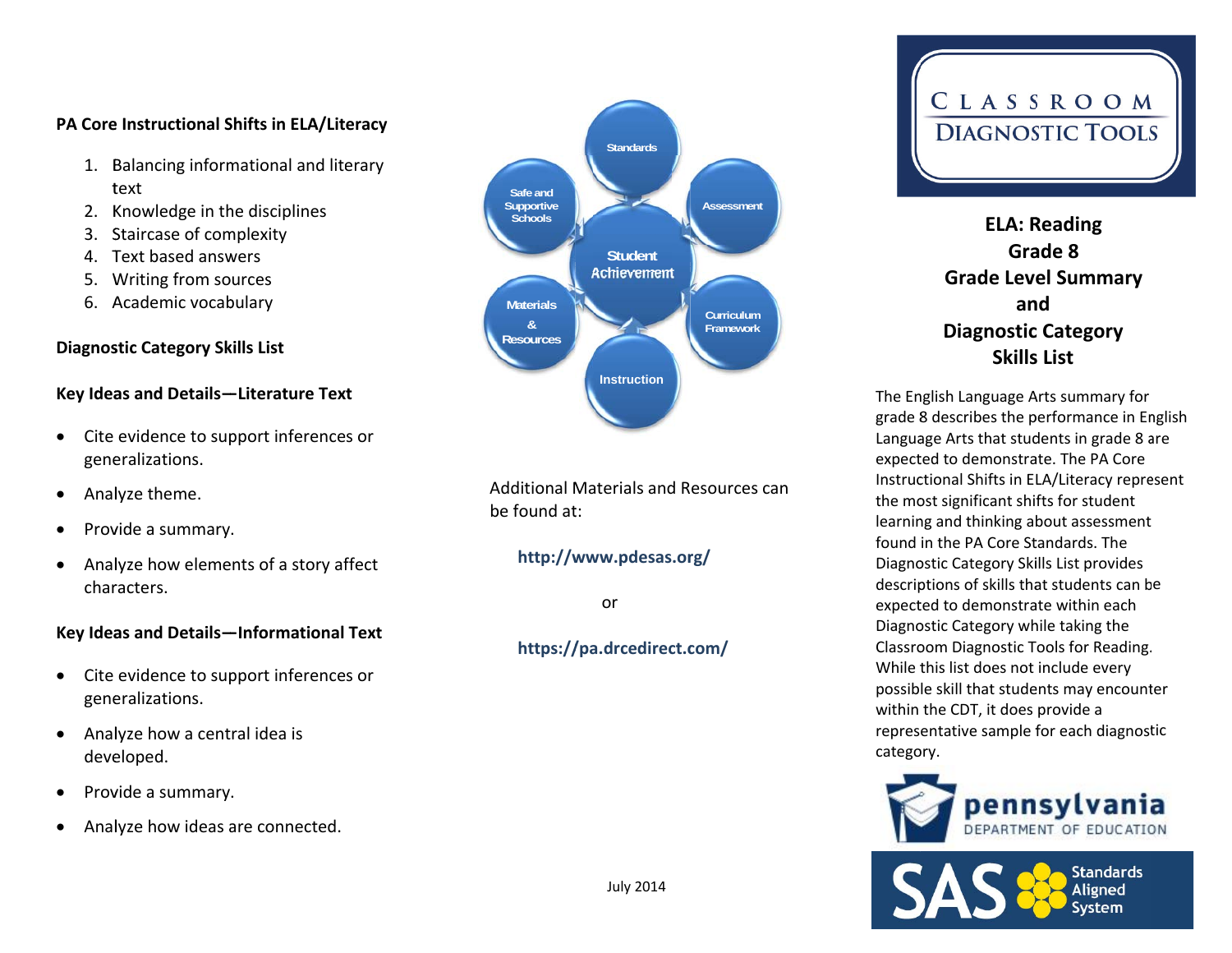**PA Core Instructional Shifts in ELA/Literacy**

1. Balancing informational and literary text
2. Knowledge in the disciplines
3. Staircase of complexity
4. Text based answers
5. Writing from sources
6. Academic vocabulary

**Diagnostic Category Skills List**

**Key Ideas and Details—Literature Text**

- Cite evidence to support inferences or generalizations.
- Analyze theme.
- Provide a summary.
- Analyze how elements of a story affect characters.

**Key Ideas and Details—Informational Text**

- Cite evidence to support inferences or generalizations.
- Analyze how a central idea is developed.
- Provide a summary.
- Analyze how ideas are connected.

Standards
Assessment
Curriculum Framework
Instruction
Materials & Resources
Safe and Supportive Schools
Student Achievement

Additional Materials and Resources can be found at:

**http://www.pdesas.org/**

or

**https://pa.drcedirect.com/**

July 2014

# CLASSROOM DIAGNOSTIC TOOLS

## ELA: Reading Grade 8 Grade Level Summary and Diagnostic Category Skills List

The English Language Arts summary for grade 8 describes the performance in English Language Arts that students in grade 8 are expected to demonstrate. The PA Core Instructional Shifts in ELA/Literacy represent the most significant shifts for student learning and thinking about assessment found in the PA Core Standards. The Diagnostic Category Skills List provides descriptions of skills that students can be expected to demonstrate within each Diagnostic Category while taking the Classroom Diagnostic Tools for Reading. While this list does not include every possible skill that students may encounter within the CDT, it does provide a representative sample for each diagnostic category.

pennsylvania
DEPARTMENT OF EDUCATION

SAS Standards Aligned System